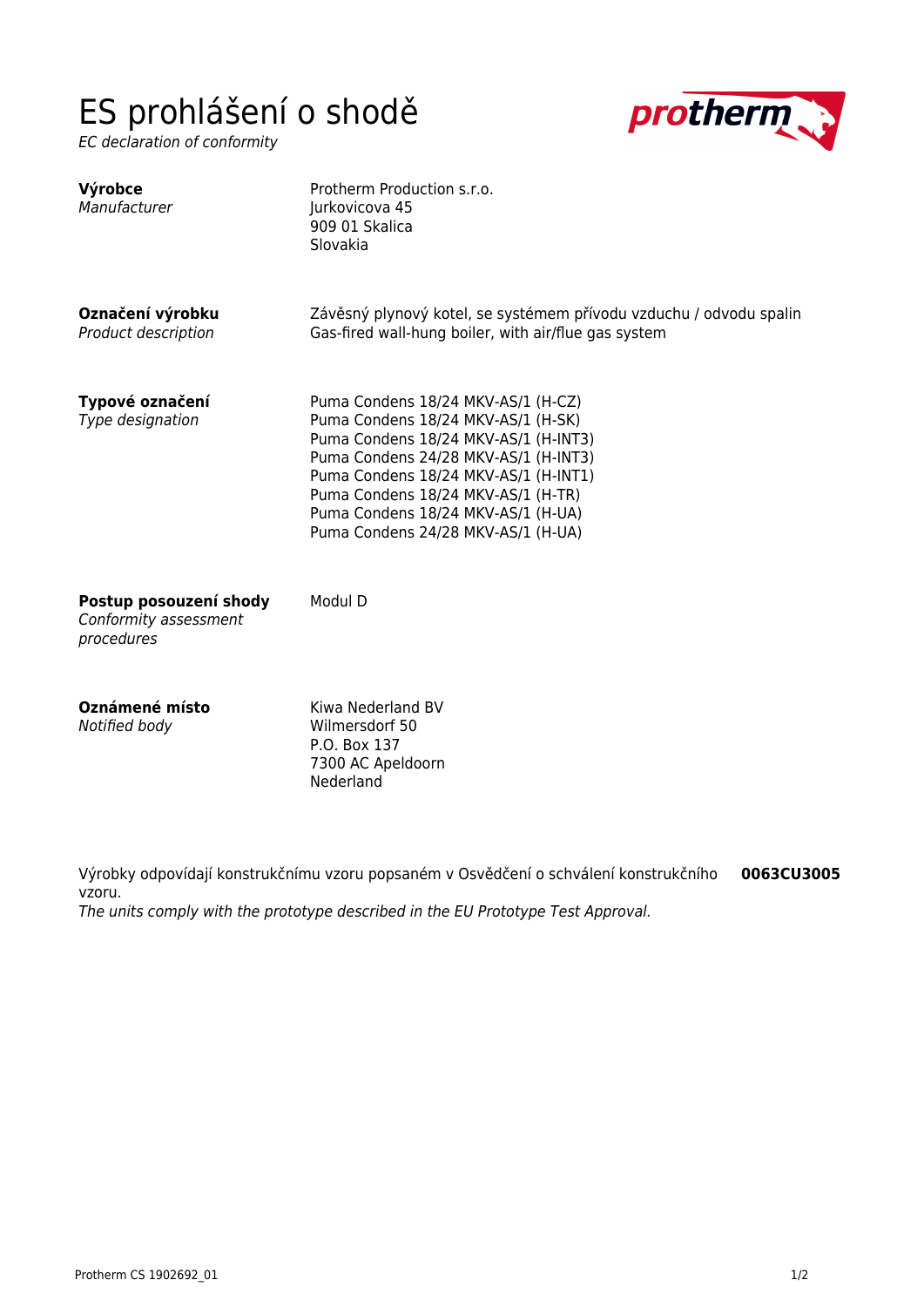# ES prohlášení o shodě

*EC declaration of conformity*

**Výrobce**
*Manufacturer*

Protherm Production s.r.o.
Jurkovicova 45
909 01 Skalica
Slovakia

**Označení výrobku**
*Product description*

Závěsný plynový kotel, se systémem přívodu vzduchu / odvodu spalin
Gas-fired wall-hung boiler, with air/flue gas system

**Typové označení**
*Type designation*

Puma Condens 18/24 MKV-AS/1 (H-CZ)
Puma Condens 18/24 MKV-AS/1 (H-SK)
Puma Condens 18/24 MKV-AS/1 (H-INT3)
Puma Condens 24/28 MKV-AS/1 (H-INT3)
Puma Condens 18/24 MKV-AS/1 (H-INT1)
Puma Condens 18/24 MKV-AS/1 (H-TR)
Puma Condens 18/24 MKV-AS/1 (H-UA)
Puma Condens 24/28 MKV-AS/1 (H-UA)

**Postup posouzení shody**
*Conformity assessment procedures*

Modul D

**Oznámené místo**
*Notified body*

Kiwa Nederland BV
Wilmersdorf 50
P.O. Box 137
7300 AC Apeldoorn
Nederland

Výrobky odpovídají konstrukčnímu vzoru popsaném v Osvědčení o schválení konstrukčního vzoru. **0063CU3005**
*The units comply with the prototype described in the EU Prototype Test Approval.*

Protherm CS 1902692_01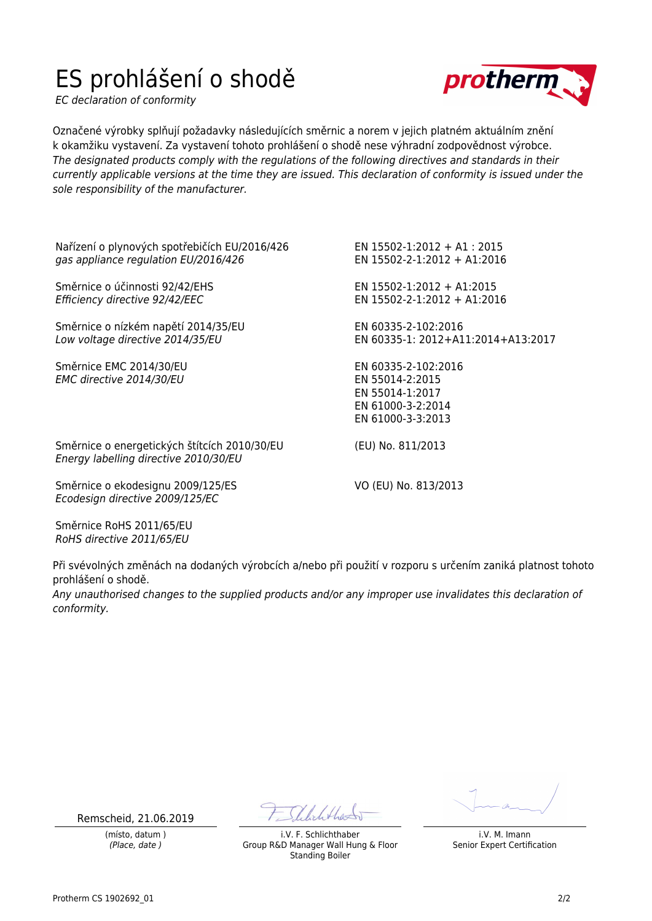# ES prohlášení o shodě

*EC declaration of conformity*

Označené výrobky splňují požadavky následujících směrnic a norem v jejich platném aktuálním znění k okamžiku vystavení. Za vystavení tohoto prohlášení o shodě nese výhradní zodpovědnost výrobce.
*The designated products comply with the regulations of the following directives and standards in their currently applicable versions at the time they are issued. This declaration of conformity is issued under the sole responsibility of the manufacturer.*

| | |
|---|---|
| Nařízení o plynových spotřebičích EU/2016/426<br>*gas appliance regulation EU/2016/426* | EN 15502-1:2012 + A1 : 2015<br>EN 15502-2-1:2012 + A1:2016 |
| Směrnice o účinnosti 92/42/EHS<br>*Efficiency directive 92/42/EEC* | EN 15502-1:2012 + A1:2015<br>EN 15502-2-1:2012 + A1:2016 |
| Směrnice o nízkém napětí 2014/35/EU<br>*Low voltage directive 2014/35/EU* | EN 60335-2-102:2016<br>EN 60335-1: 2012+A11:2014+A13:2017 |
| Směrnice EMC 2014/30/EU<br>*EMC directive 2014/30/EU* | EN 60335-2-102:2016<br>EN 55014-2:2015<br>EN 55014-1:2017<br>EN 61000-3-2:2014<br>EN 61000-3-3:2013 |
| Směrnice o energetických štítcích 2010/30/EU<br>*Energy labelling directive 2010/30/EU* | (EU) No. 811/2013 |
| Směrnice o ekodesignu 2009/125/ES<br>*Ecodesign directive 2009/125/EC* | VO (EU) No. 813/2013 |
| Směrnice RoHS 2011/65/EU<br>*RoHS directive 2011/65/EU* | |

Při svévolných změnách na dodaných výrobcích a/nebo při použití v rozporu s určením zaniká platnost tohoto prohlášení o shodě.
*Any unauthorised changes to the supplied products and/or any improper use invalidates this declaration of conformity.*

| Remscheid, 21.06.2019 | | |
|---|---|---|
| (místo, datum )<br>*(Place, date )* | i.V. F. Schlichthaber<br>Group R&D Manager Wall Hung & Floor Standing Boiler | i.V. M. Imann<br>Senior Expert Certification |

Protherm CS 1902692_01